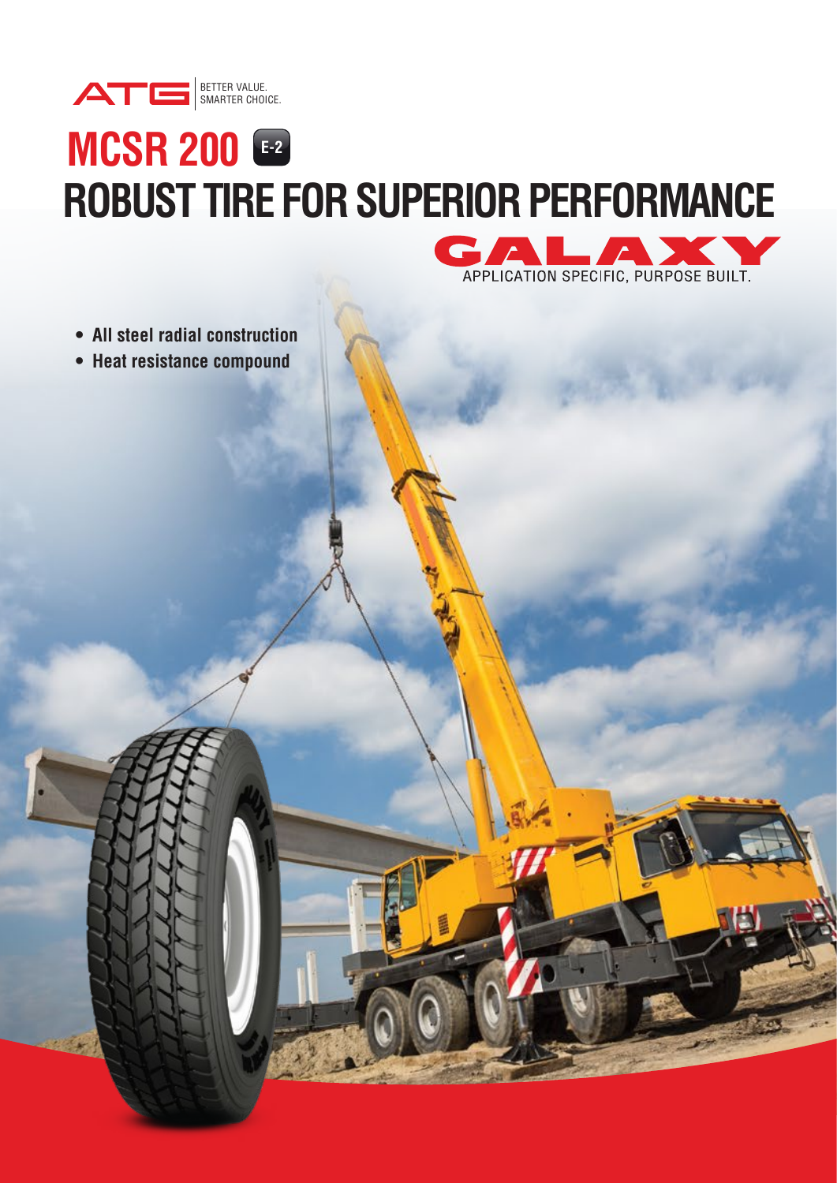ATG | BETTER VALUE. SMARTER CHOICE.

# MCSR 200 E-2

## ROBUST TIRE FOR SUPERIOR PERFORMANCE

GALAXY
APPLICATION SPECIFIC, PURPOSE BUILT.

- **All steel radial construction**
- **Heat resistance compound**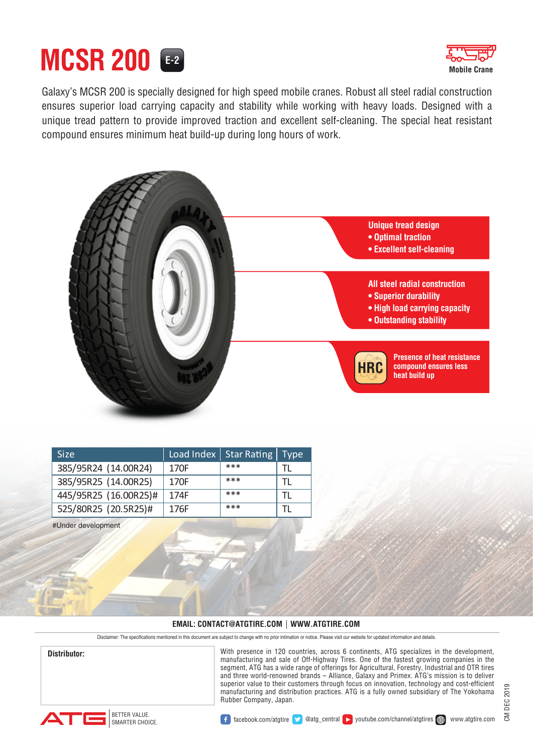# MCSR 200 E-2

Mobile Crane

Galaxy's MCSR 200 is specially designed for high speed mobile cranes. Robust all steel radial construction ensures superior load carrying capacity and stability while working with heavy loads. Designed with a unique tread pattern to provide improved traction and excellent self-cleaning. The special heat resistant compound ensures minimum heat build-up during long hours of work.

**Unique tread design**
- Optimal traction
- Excellent self-cleaning

**All steel radial construction**
- Superior durability
- High load carrying capacity
- Outstanding stability

**HRC** Presence of heat resistance compound ensures less heat build up

| Size | Load Index | Star Rating | Type |
|---|---|---|---|
| 385/95R24 (14.00R24) | 170F | *** | TL |
| 385/95R25 (14.00R25) | 170F | *** | TL |
| 445/95R25 (16.00R25)# | 174F | *** | TL |
| 525/80R25 (20.5R25)# | 176F | *** | TL |

#Under development

**EMAIL: CONTACT@ATGTIRE.COM | WWW.ATGTIRE.COM**

Disclaimer: The specifications mentioned in this document are subject to change with no prior intimation or notice. Please visit our website for updated information and details.

**Distributor:**

With presence in 120 countries, across 6 continents, ATG specializes in the development, manufacturing and sale of Off-Highway Tires. One of the fastest growing companies in the segment, ATG has a wide range of offerings for Agricultural, Forestry, Industrial and OTR tires and three world-renowned brands – Alliance, Galaxy and Primex. ATG's mission is to deliver superior value to their customers through focus on innovation, technology and cost-efficient manufacturing and distribution practices. ATG is a fully owned subsidiary of The Yokohama Rubber Company, Japan.

ATG BETTER VALUE. SMARTER CHOICE.

facebook.com/atgtire | @atg_central | youtube.com/channel/atgtires | www.atgtire.com

CM DEC 2019